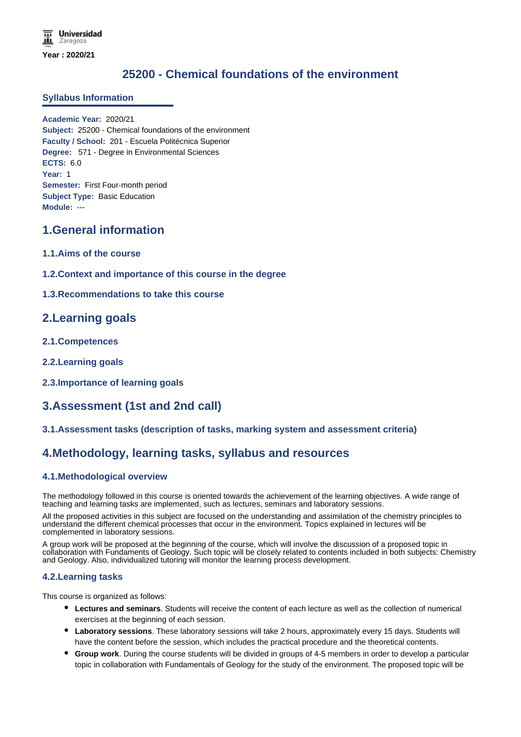Universidad Zaragoza

Year : 2020/21

# 25200 - Chemical foundations of the environment

## Syllabus Information

**Academic Year:** 2020/21
**Subject:** 25200 - Chemical foundations of the environment
**Faculty / School:** 201 - Escuela Politécnica Superior
**Degree:** 571 - Degree in Environmental Sciences
**ECTS:** 6.0
**Year:** 1
**Semester:** First Four-month period
**Subject Type:** Basic Education
**Module:** ---

## 1.General information

### 1.1.Aims of the course

### 1.2.Context and importance of this course in the degree

### 1.3.Recommendations to take this course

## 2.Learning goals

### 2.1.Competences

### 2.2.Learning goals

### 2.3.Importance of learning goals

## 3.Assessment (1st and 2nd call)

### 3.1.Assessment tasks (description of tasks, marking system and assessment criteria)

## 4.Methodology, learning tasks, syllabus and resources

### 4.1.Methodological overview

The methodology followed in this course is oriented towards the achievement of the learning objectives. A wide range of teaching and learning tasks are implemented, such as lectures, seminars and laboratory sessions.

All the proposed activities in this subject are focused on the understanding and assimilation of the chemistry principles to understand the different chemical processes that occur in the environment. Topics explained in lectures will be complemented in laboratory sessions.

A group work will be proposed at the beginning of the course, which will involve the discussion of a proposed topic in collaboration with Fundaments of Geology. Such topic will be closely related to contents included in both subjects: Chemistry and Geology. Also, individualized tutoring will monitor the learning process development.

### 4.2.Learning tasks

This course is organized as follows:

- **Lectures and seminars**. Students will receive the content of each lecture as well as the collection of numerical exercises at the beginning of each session.
- **Laboratory sessions**. These laboratory sessions will take 2 hours, approximately every 15 days. Students will have the content before the session, which includes the practical procedure and the theoretical contents.
- **Group work**. During the course students will be divided in groups of 4-5 members in order to develop a particular topic in collaboration with Fundamentals of Geology for the study of the environment. The proposed topic will be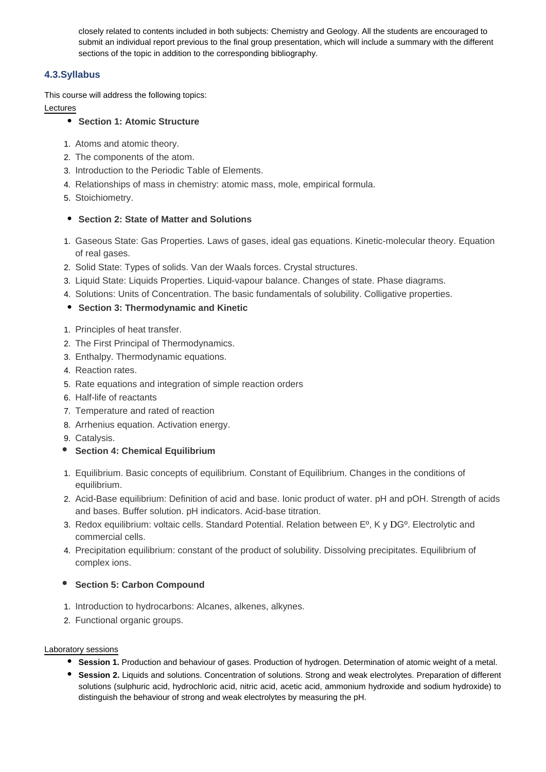closely related to contents included in both subjects: Chemistry and Geology. All the students are encouraged to submit an individual report previous to the final group presentation, which will include a summary with the different sections of the topic in addition to the corresponding bibliography.

### 4.3.Syllabus

This course will address the following topics:

Lectures

- **Section 1: Atomic Structure**

1. Atoms and atomic theory.
2. The components of the atom.
3. Introduction to the Periodic Table of Elements.
4. Relationships of mass in chemistry: atomic mass, mole, empirical formula.
5. Stoichiometry.

- **Section 2: State of Matter and Solutions**

1. Gaseous State: Gas Properties. Laws of gases, ideal gas equations. Kinetic-molecular theory. Equation of real gases.
2. Solid State: Types of solids. Van der Waals forces. Crystal structures.
3. Liquid State: Liquids Properties. Liquid-vapour balance. Changes of state. Phase diagrams.
4. Solutions: Units of Concentration. The basic fundamentals of solubility. Colligative properties.

- **Section 3: Thermodynamic and Kinetic**

1. Principles of heat transfer.
2. The First Principal of Thermodynamics.
3. Enthalpy. Thermodynamic equations.
4. Reaction rates.
5. Rate equations and integration of simple reaction orders
6. Half-life of reactants
7. Temperature and rated of reaction
8. Arrhenius equation. Activation energy.
9. Catalysis.

- **Section 4: Chemical Equilibrium**

1. Equilibrium. Basic concepts of equilibrium. Constant of Equilibrium. Changes in the conditions of equilibrium.
2. Acid-Base equilibrium: Definition of acid and base. Ionic product of water. pH and pOH. Strength of acids and bases. Buffer solution. pH indicators. Acid-base titration.
3. Redox equilibrium: voltaic cells. Standard Potential. Relation between Eº, K y DGº. Electrolytic and commercial cells.
4. Precipitation equilibrium: constant of the product of solubility. Dissolving precipitates. Equilibrium of complex ions.

- **Section 5: Carbon Compound**

1. Introduction to hydrocarbons: Alcanes, alkenes, alkynes.
2. Functional organic groups.

Laboratory sessions

- **Session 1.** Production and behaviour of gases. Production of hydrogen. Determination of atomic weight of a metal.
- **Session 2.** Liquids and solutions. Concentration of solutions. Strong and weak electrolytes. Preparation of different solutions (sulphuric acid, hydrochloric acid, nitric acid, acetic acid, ammonium hydroxide and sodium hydroxide) to distinguish the behaviour of strong and weak electrolytes by measuring the pH.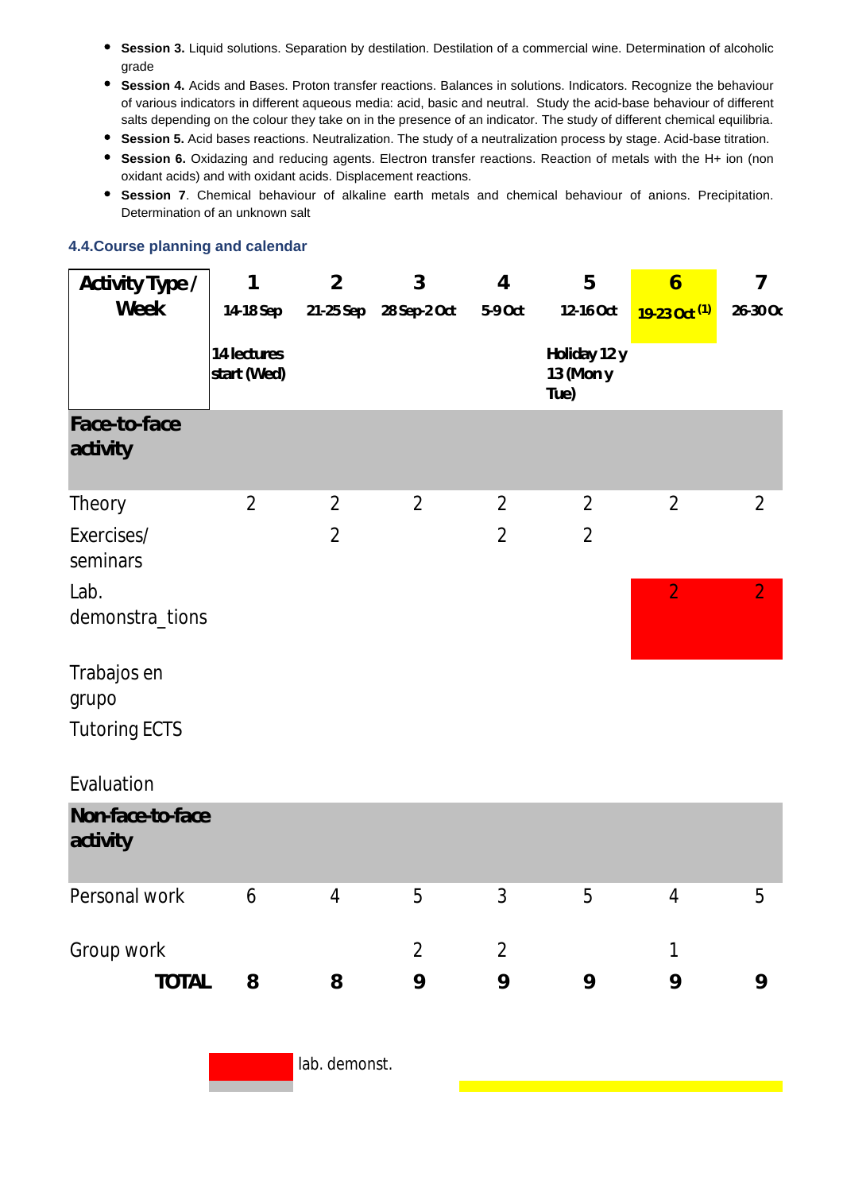- **Session 3.** Liquid solutions. Separation by destilation. Destilation of a commercial wine. Determination of alcoholic grade
- **Session 4.** Acids and Bases. Proton transfer reactions. Balances in solutions. Indicators. Recognize the behaviour of various indicators in different aqueous media: acid, basic and neutral. Study the acid-base behaviour of different salts depending on the colour they take on in the presence of an indicator. The study of different chemical equilibria.
- **Session 5.** Acid bases reactions. Neutralization. The study of a neutralization process by stage. Acid-base titration.
- **Session 6.** Oxidazing and reducing agents. Electron transfer reactions. Reaction of metals with the H+ ion (non oxidant acids) and with oxidant acids. Displacement reactions.
- **Session 7**. Chemical behaviour of alkaline earth metals and chemical behaviour of anions. Precipitation. Determination of an unknown salt

### 4.4.Course planning and calendar

| Activity Type / Week | 1<br>14-18 Sep<br>14 lectures start (Wed) | 2<br>21-25 Sep | 3<br>28 Sep-2 Oct | 4<br>5-9 Oct | 5<br>12-16 Oct<br>Holiday 12 y 13 (Mon y Tue) | 6<br>19-23 Oct (1) | 7<br>26-30 Oc |
|---|---|---|---|---|---|---|---|
| **Face-to-face activity** | | | | | | | |
| Theory | 2 | 2 | 2 | 2 | 2 | 2 | 2 |
| Exercises/ seminars | | 2 | | 2 | 2 | | |
| Lab. demonstra_tions | | | | | | 2 | 2 |
| Trabajos en grupo | | | | | | | |
| Tutoring ECTS | | | | | | | |
| Evaluation | | | | | | | |
| **Non-face-to-face activity** | | | | | | | |
| Personal work | 6 | 4 | 5 | 3 | 5 | 4 | 5 |
| Group work | | | 2 | 2 | | 1 | |
| **TOTAL** | **8** | **8** | **9** | **9** | **9** | **9** | **9** |

lab. demonst.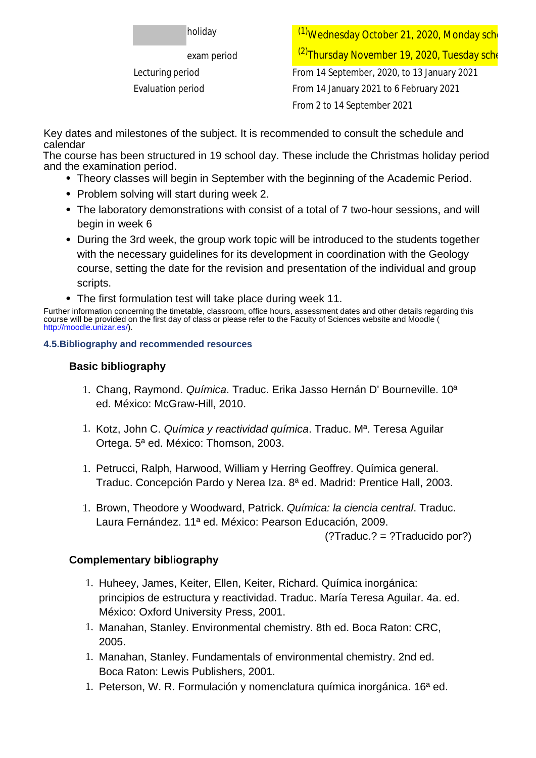| | |
|---|---|
| holiday | [1]Wednesday October 21, 2020, Monday sch |
| exam period | [2]Thursday November 19, 2020, Tuesday sche |
| Lecturing period | From 14 September, 2020, to 13 January 2021 |
| Evaluation period | From 14 January 2021 to 6 February 2021 |
| | From 2 to 14 September 2021 |

Key dates and milestones of the subject. It is recommended to consult the schedule and calendar

The course has been structured in 19 school day. These include the Christmas holiday period and the examination period.

- Theory classes will begin in September with the beginning of the Academic Period.
- Problem solving will start during week 2.
- The laboratory demonstrations with consist of a total of 7 two-hour sessions, and will begin in week 6
- During the 3rd week, the group work topic will be introduced to the students together with the necessary guidelines for its development in coordination with the Geology course, setting the date for the revision and presentation of the individual and group scripts.
- The first formulation test will take place during week 11.

Further information concerning the timetable, classroom, office hours, assessment dates and other details regarding this course will be provided on the first day of class or please refer to the Faculty of Sciences website and Moodle ( http://moodle.unizar.es/).

### 4.5.Bibliography and recommended resources

**Basic bibliography**

1. Chang, Raymond. *Química*. Traduc. Erika Jasso Hernán D' Bourneville. 10ª ed. México: McGraw-Hill, 2010.

1. Kotz, John C. *Química y reactividad química*. Traduc. Mª. Teresa Aguilar Ortega. 5ª ed. México: Thomson, 2003.

1. Petrucci, Ralph, Harwood, William y Herring Geoffrey. Química general. Traduc. Concepción Pardo y Nerea Iza. 8ª ed. Madrid: Prentice Hall, 2003.

1. Brown, Theodore y Woodward, Patrick. *Química: la ciencia central*. Traduc. Laura Fernández. 11ª ed. México: Pearson Educación, 2009.

(?Traduc.? = ?Traducido por?)

**Complementary bibliography**

1. Huheey, James, Keiter, Ellen, Keiter, Richard. Química inorgánica: principios de estructura y reactividad. Traduc. María Teresa Aguilar. 4a. ed. México: Oxford University Press, 2001.
1. Manahan, Stanley. Environmental chemistry. 8th ed. Boca Raton: CRC, 2005.
1. Manahan, Stanley. Fundamentals of environmental chemistry. 2nd ed. Boca Raton: Lewis Publishers, 2001.
1. Peterson, W. R. Formulación y nomenclatura química inorgánica. 16ª ed.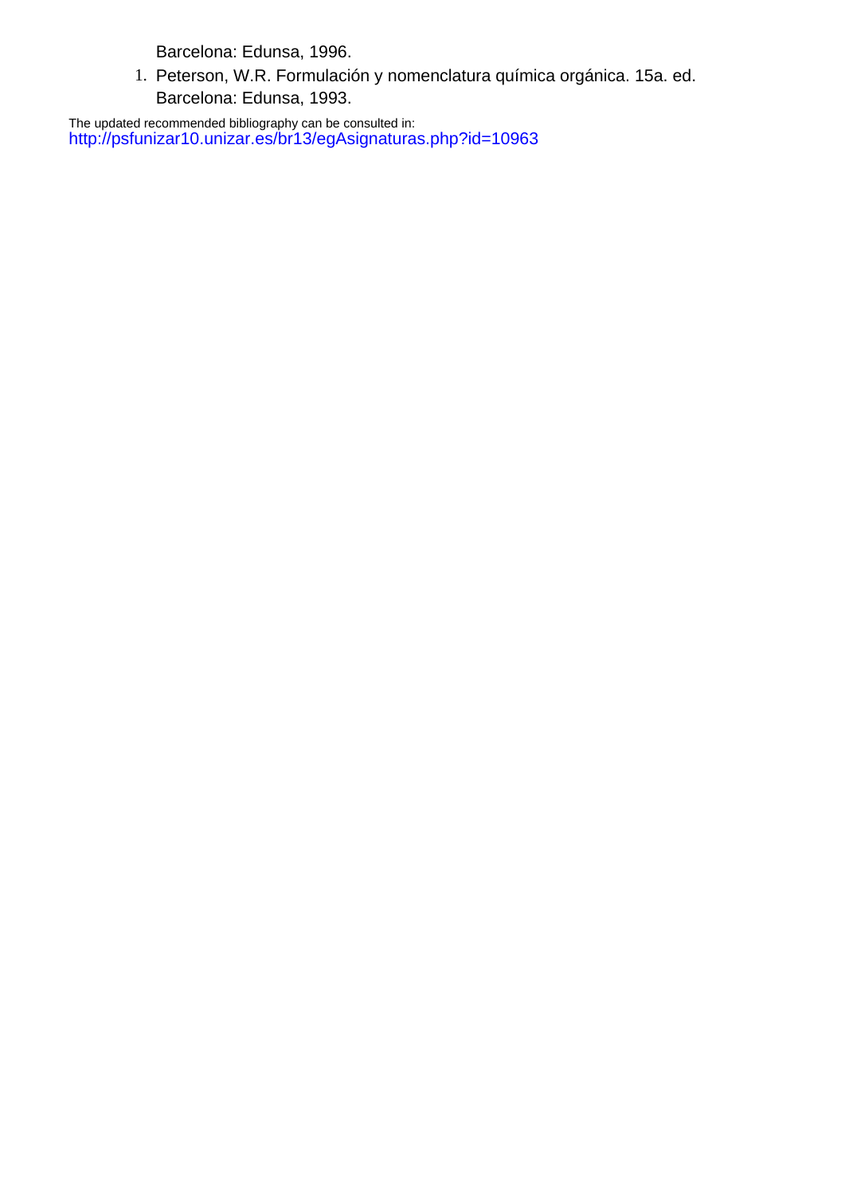Barcelona: Edunsa, 1996.

1. Peterson, W.R. Formulación y nomenclatura química orgánica. 15a. ed. Barcelona: Edunsa, 1993.

The updated recommended bibliography can be consulted in: http://psfunizar10.unizar.es/br13/egAsignaturas.php?id=10963